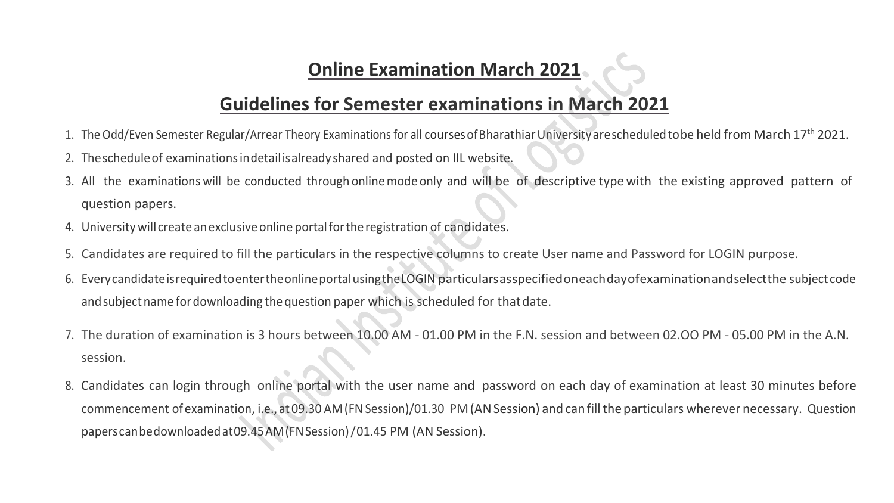## Online Examination March 2021

## Guidelines for Semester examinations in March 2021

1. The Odd/Even Semester Regular/Arrear Theory Examinations for all courses of Bharathiar University are scheduled to be held from March 17th 2021.
2. The schedule of examinations in detail is already shared and posted on IIL website.
3. All the examinations will be conducted through online mode only and will be of descriptive type with the existing approved pattern of question papers.
4. University will create an exclusive online portal for the registration of candidates.
5. Candidates are required to fill the particulars in the respective columns to create User name and Password for LOGIN purpose.
6. Every candidate is required to enter the online portal using the LOGIN particulars as specified on each day of examination and select the subject code and subject name for downloading the question paper which is scheduled for that date.
7. The duration of examination is 3 hours between 10.00 AM - 01.00 PM in the F.N. session and between 02.OO PM - 05.00 PM in the A.N. session.
8. Candidates can login through online portal with the user name and password on each day of examination at least 30 minutes before commencement of examination, i.e., at 09.30 AM (FN Session)/01.30 PM (AN Session) and can fill the particulars wherever necessary. Question papers can be downloaded at 09.45 AM (FN Session) / 01.45 PM (AN Session).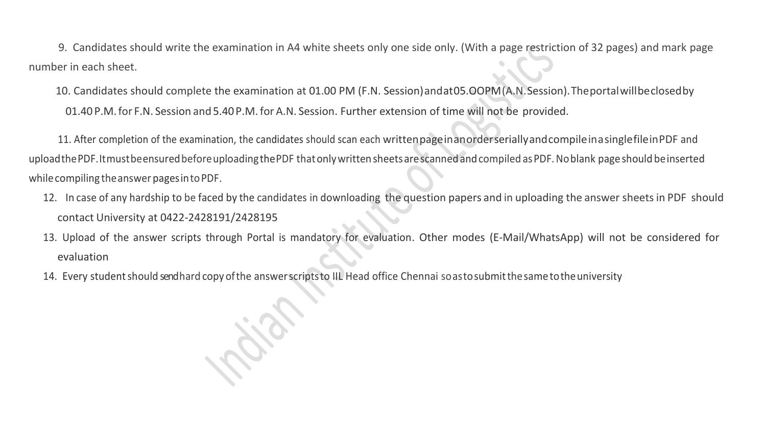9. Candidates should write the examination in A4 white sheets only one side only. (With a page restriction of 32 pages) and mark page number in each sheet.

10. Candidates should complete the examination at 01.00 PM (F.N. Session) and at 05.OOPM (A.N. Session). The portal will be closed by 01.40 P.M. for F.N. Session and 5.40 P.M. for A.N. Session. Further extension of time will not be provided.

11. After completion of the examination, the candidates should scan each written page in an order serially and compile in a single file in PDF and upload the PDF. It must be ensured before uploading the PDF that only written sheets are scanned and compiled as PDF. No blank page should be inserted while compiling the answer pages in to PDF.

12. In case of any hardship to be faced by the candidates in downloading the question papers and in uploading the answer sheets in PDF should contact University at 0422-2428191/2428195

13. Upload of the answer scripts through Portal is mandatory for evaluation. Other modes (E-Mail/WhatsApp) will not be considered for evaluation

14. Every student should send hard copy of the answer scripts to IIL Head office Chennai so as to submit the same to the university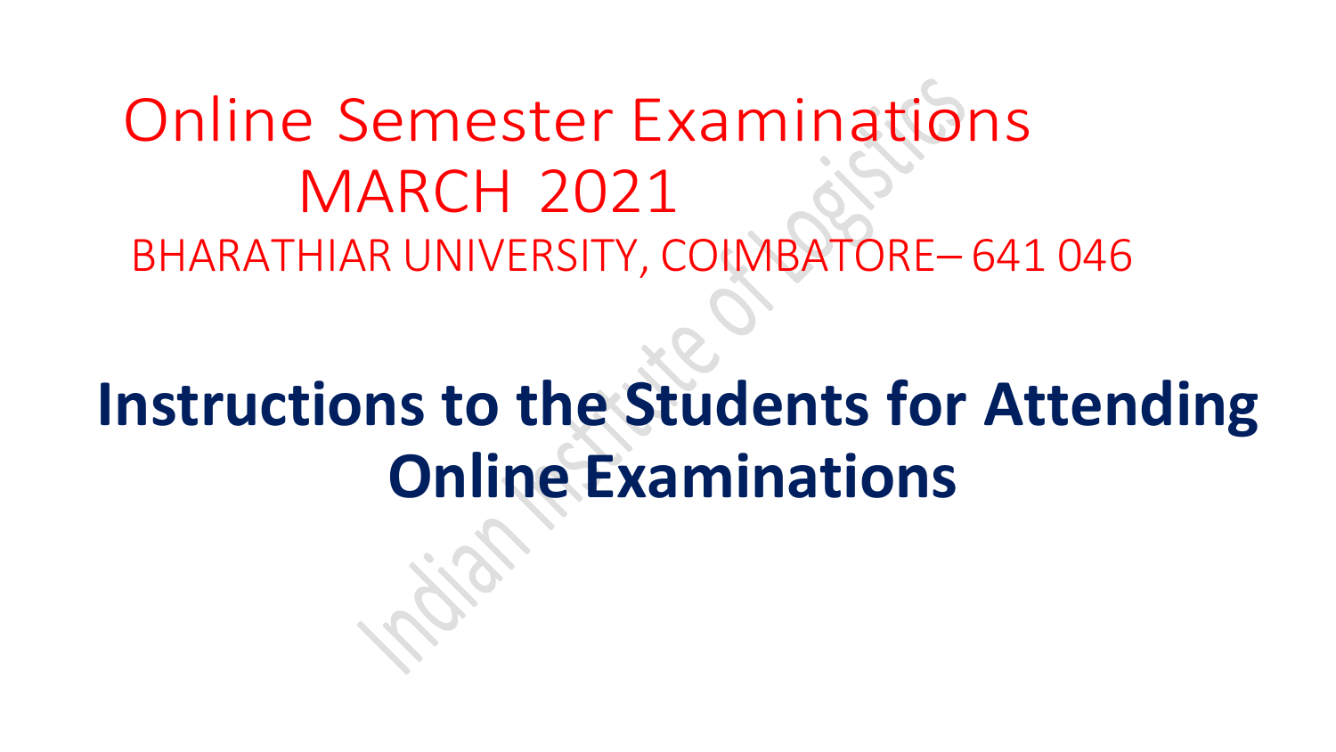# Online Semester Examinations MARCH 2021

BHARATHIAR UNIVERSITY, COIMBATORE– 641 046

## Instructions to the Students for Attending Online Examinations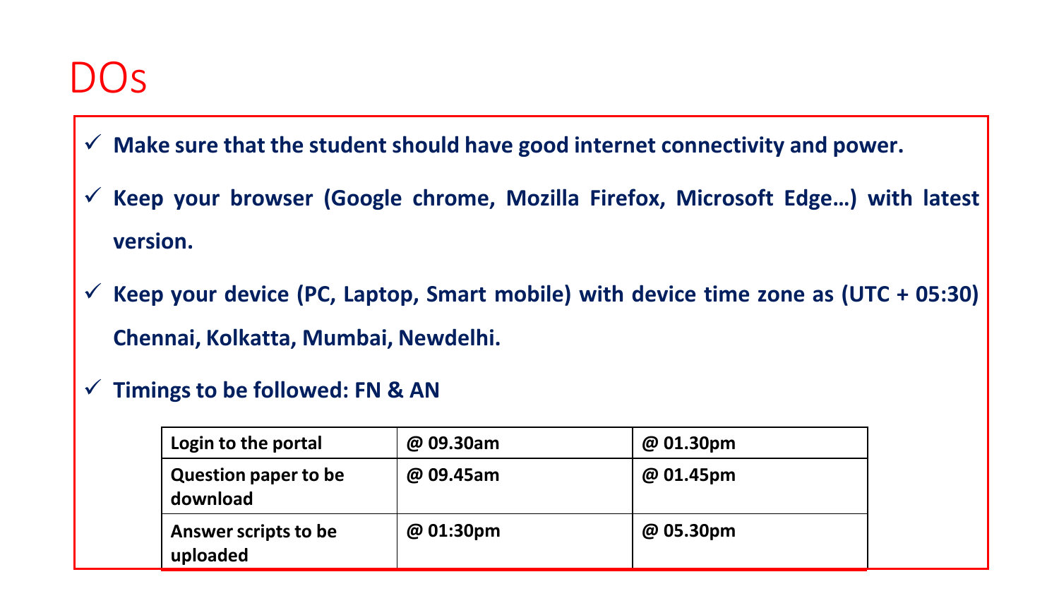# DOs

- ✓ **Make sure that the student should have good internet connectivity and power.**
- ✓ **Keep your browser (Google chrome, Mozilla Firefox, Microsoft Edge…) with latest version.**
- ✓ **Keep your device (PC, Laptop, Smart mobile) with device time zone as (UTC + 05:30) Chennai, Kolkatta, Mumbai, Newdelhi.**
- ✓ **Timings to be followed: FN & AN**

| Login to the portal | @ 09.30am | @ 01.30pm |
|---|---|---|
| Question paper to be download | @ 09.45am | @ 01.45pm |
| Answer scripts to be uploaded | @ 01:30pm | @ 05.30pm |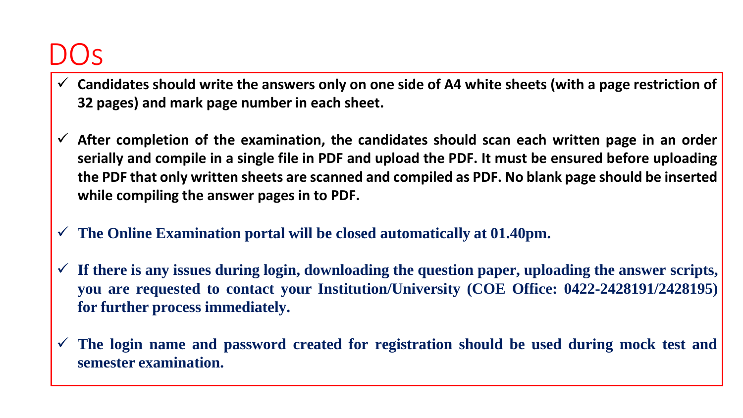# DOs

- **Candidates should write the answers only on one side of A4 white sheets (with a page restriction of 32 pages) and mark page number in each sheet.**

- **After completion of the examination, the candidates should scan each written page in an order serially and compile in a single file in PDF and upload the PDF. It must be ensured before uploading the PDF that only written sheets are scanned and compiled as PDF. No blank page should be inserted while compiling the answer pages in to PDF.**

- **The Online Examination portal will be closed automatically at 01.40pm.**

- **If there is any issues during login, downloading the question paper, uploading the answer scripts, you are requested to contact your Institution/University (COE Office: 0422-2428191/2428195) for further process immediately.**

- **The login name and password created for registration should be used during mock test and semester examination.**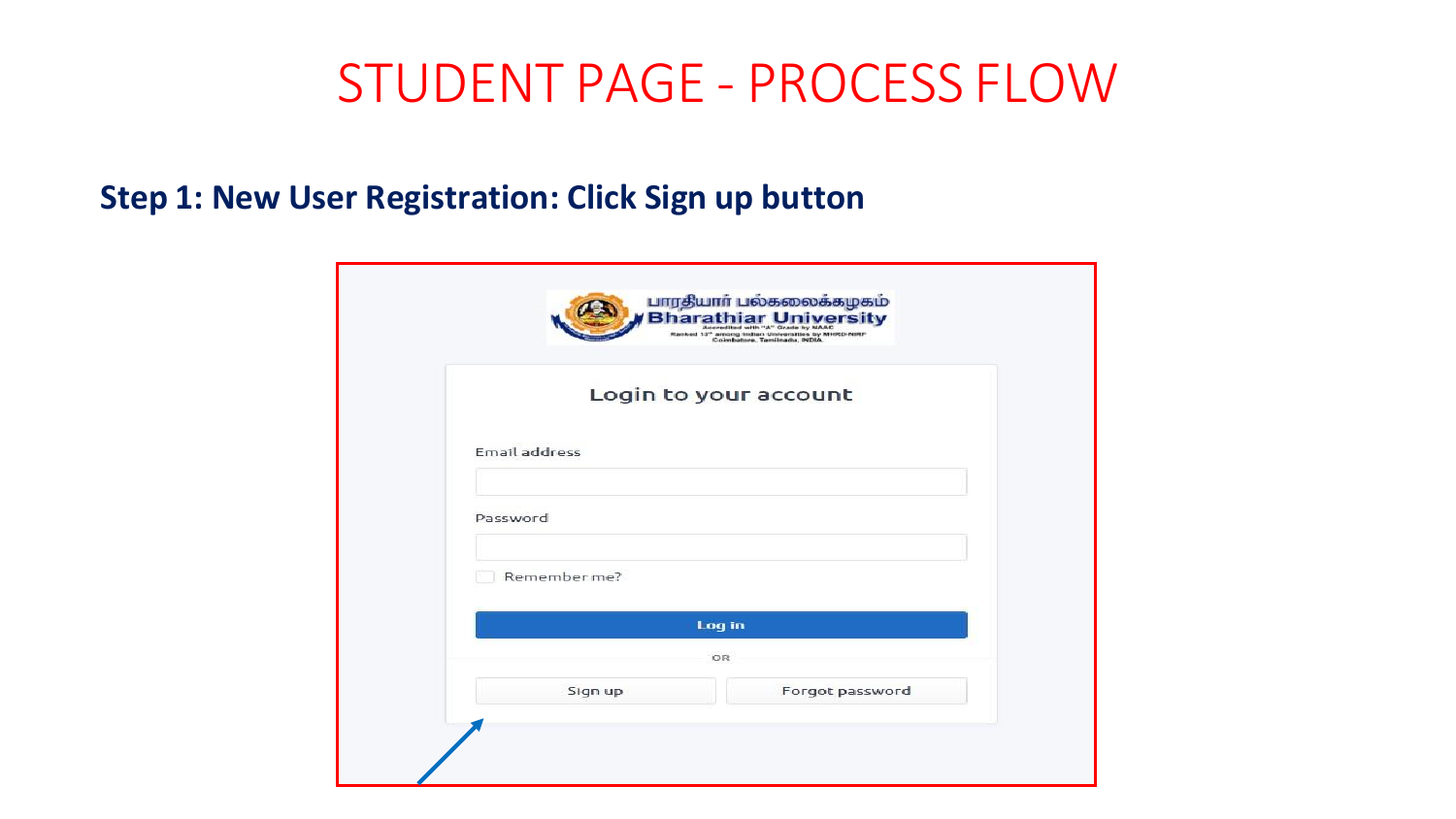# STUDENT PAGE - PROCESS FLOW

**Step 1: New User Registration: Click Sign up button**

பாரதியார் பல்கலைக்கழகம்
Bharathiar University

Login to your account

Email address

Password

Remember me?

Log in

OR

Sign up

Forgot password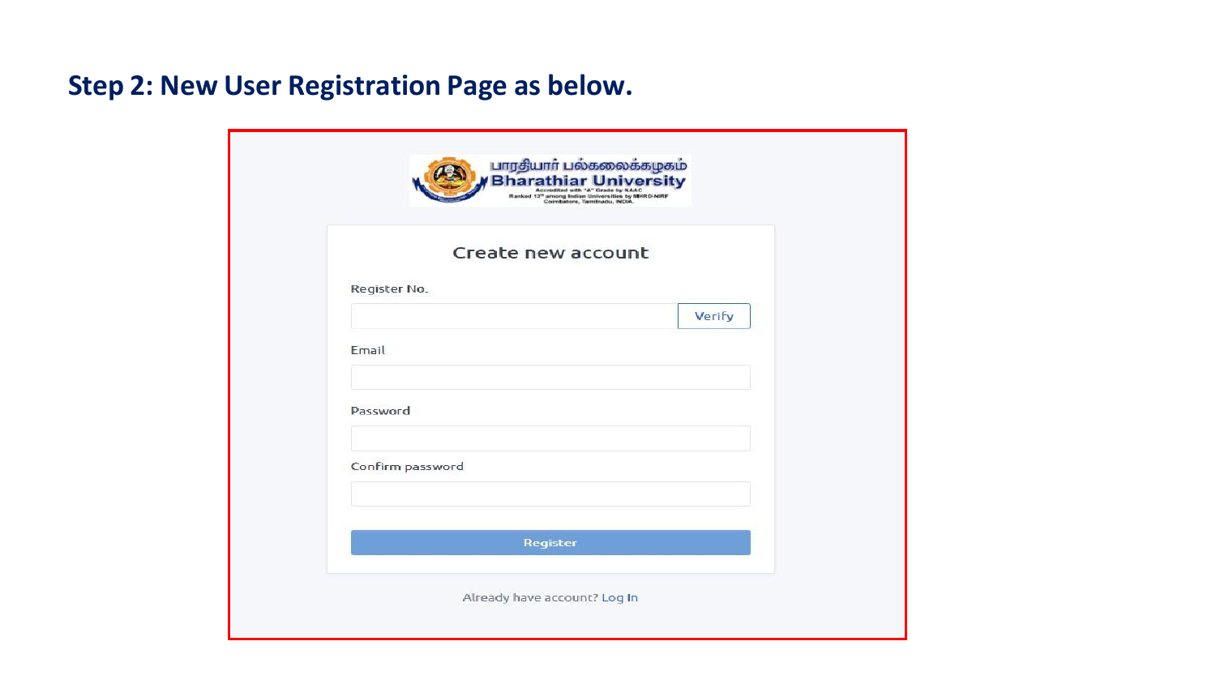## Step 2: New User Registration Page as below.

பாரதியார் பல்கலைக்கழகம்
Bharathiar University
Accredited with "A" Grade by NAAC
Ranked 13th among Indian Universities by MHRD-NIRF
Coimbatore, Tamilnadu, INDIA.

### Create new account

Register No.

Verify

Email

Password

Confirm password

Register

Already have account? Log In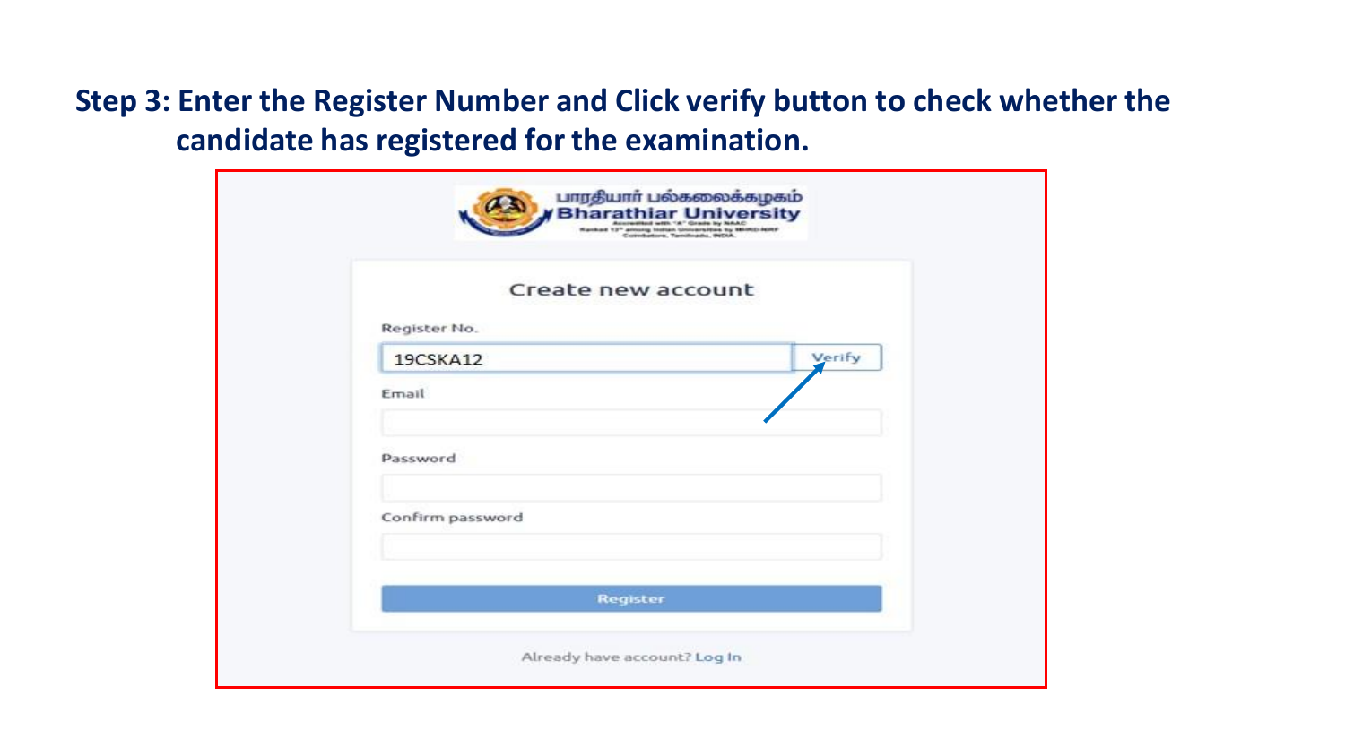**Step 3: Enter the Register Number and Click verify button to check whether the candidate has registered for the examination.**

பாரதியார் பல்கலைக்கழகம்
Bharathiar University

Create new account

Register No.

19CSKA12 Verify

Email

Password

Confirm password

Register

Already have account? Log In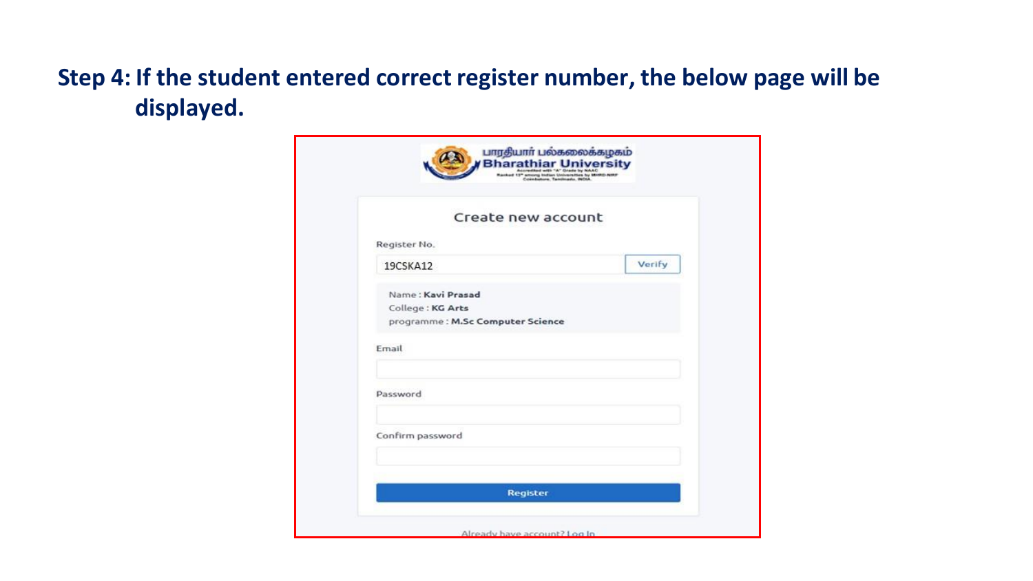**Step 4: If the student entered correct register number, the below page will be displayed.**

பாரதியார் பல்கலைக்கழகம்
Bharathiar University

Create new account

Register No.

19CSKA12 Verify

Name : **Kavi Prasad**
College : **KG Arts**
programme : **M.Sc Computer Science**

Email

Password

Confirm password

Register

Already have account? Log In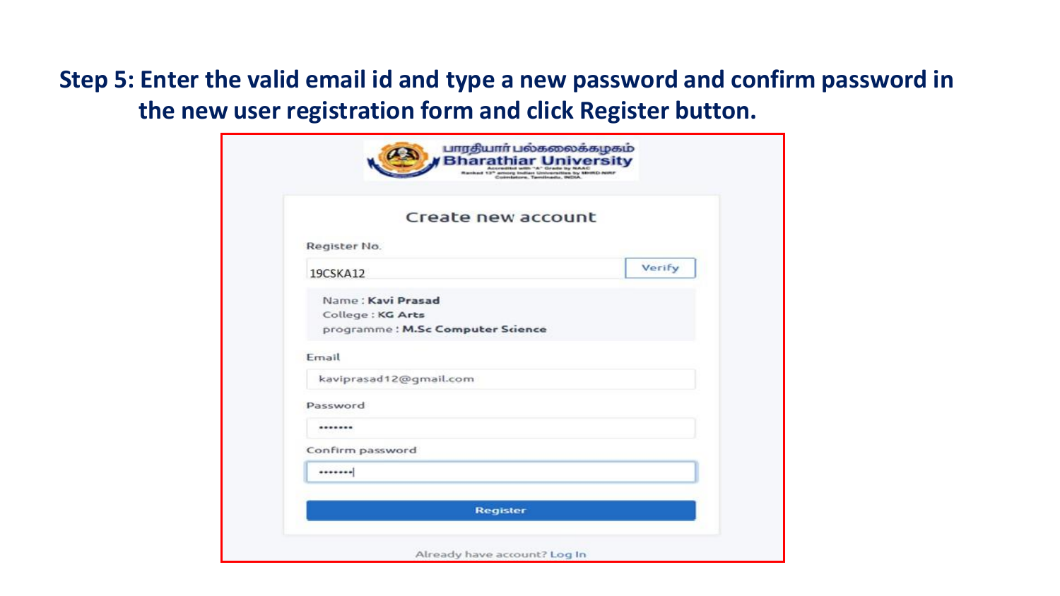**Step 5: Enter the valid email id and type a new password and confirm password in the new user registration form and click Register button.**

பாரதியார் பல்கலைக்கழகம்
Bharathiar University

Create new account

Register No.

19CSKA12 Verify

Name : **Kavi Prasad**
College : **KG Arts**
programme : **M.Sc Computer Science**

Email

kaviprasad12@gmail.com

Password

•••••••

Confirm password

•••••••

Register

Already have account? Log In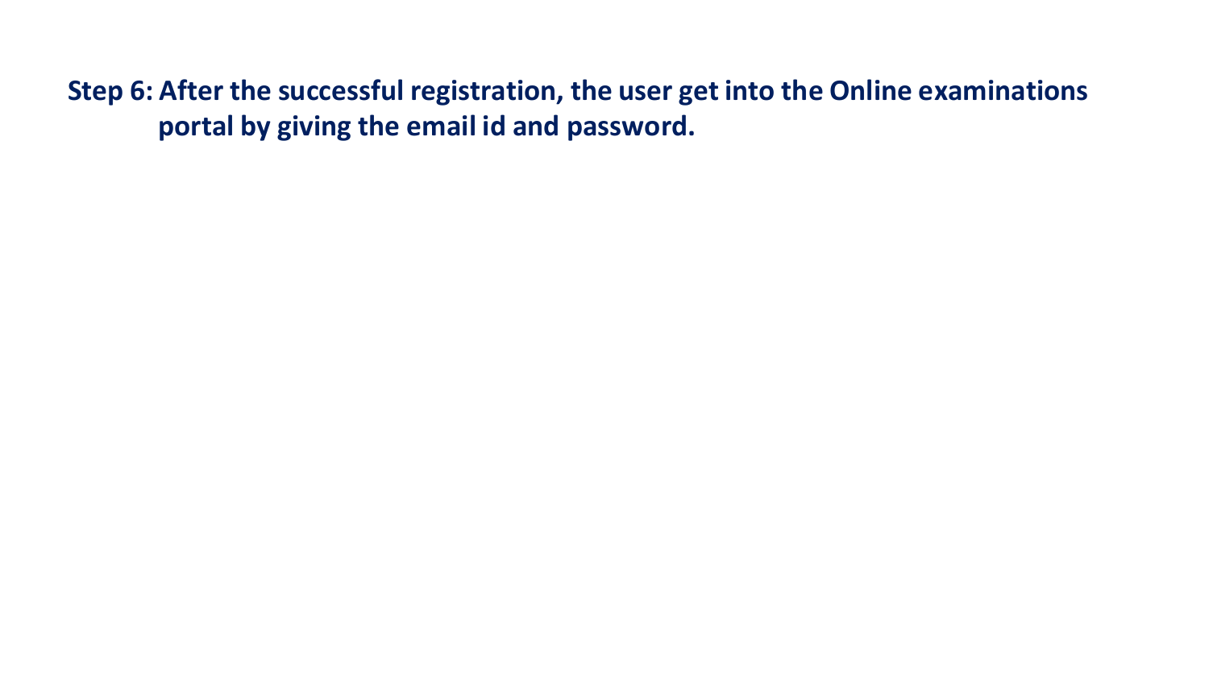**Step 6: After the successful registration, the user get into the Online examinations portal by giving the email id and password.**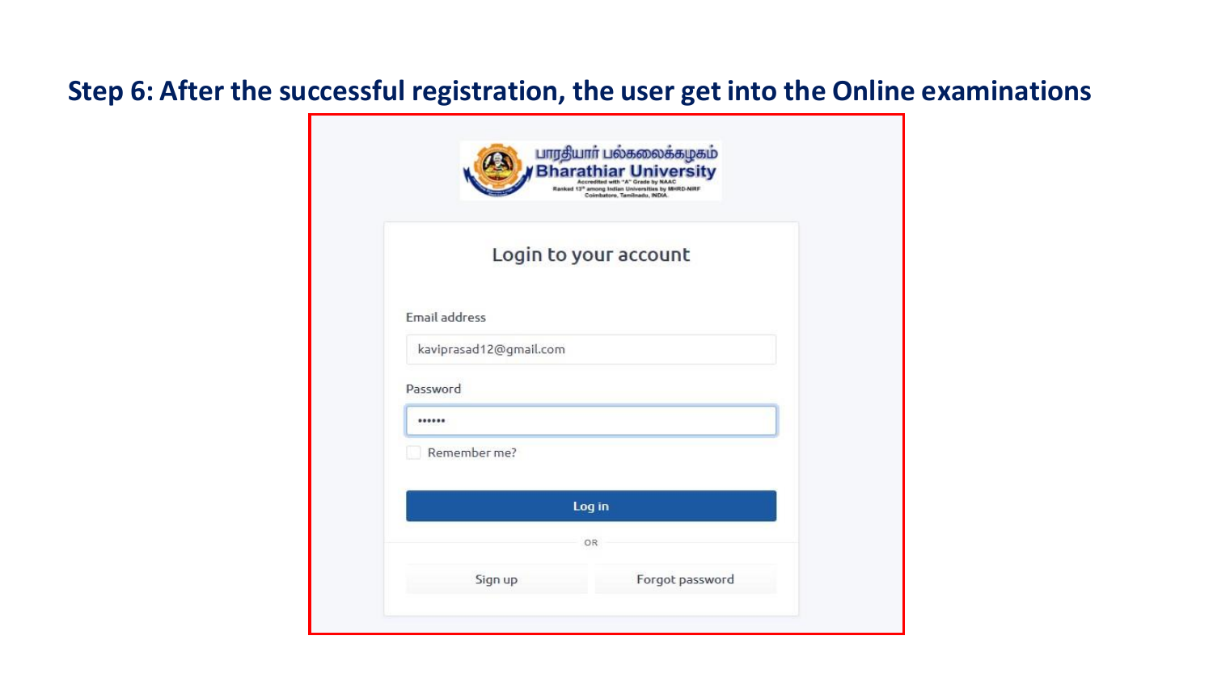## Step 6: After the successful registration, the user get into the Online examinations

பாரதியார் பல்கலைக்கழகம்
**Bharathiar University**
Accredited with "A" Grade by NAAC
Ranked 13th among Indian Universities by MHRD-NIRF
Coimbatore, Tamilnadu, INDIA.

### Login to your account

Email address

kaviprasad12@gmail.com

Password

••••••

Remember me?

Log in

OR

Sign up

Forgot password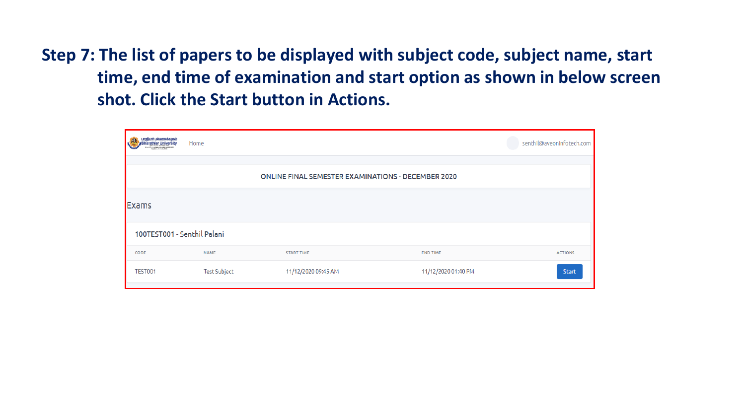**Step 7: The list of papers to be displayed with subject code, subject name, start time, end time of examination and start option as shown in below screen shot. Click the Start button in Actions.**

Bharathiar University | Home | senthil@aveoninfotech.com

ONLINE FINAL SEMESTER EXAMINATIONS - DECEMBER 2020

Exams

100TEST001 - Senthil Palani

| CODE | NAME | START TIME | END TIME | ACTIONS |
| --- | --- | --- | --- | --- |
| TEST001 | Test Subject | 11/12/2020 09:45 AM | 11/12/2020 01:40 PM | Start |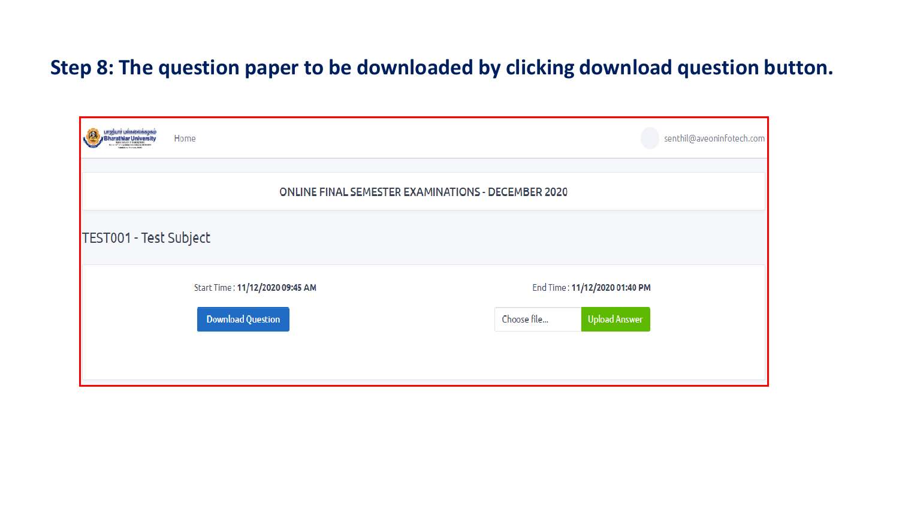## Step 8: The question paper to be downloaded by clicking download question button.

Bharathiar University

Home

senthil@aveoninfotech.com

ONLINE FINAL SEMESTER EXAMINATIONS - DECEMBER 2020

TEST001 - Test Subject

Start Time : **11/12/2020 09:45 AM**

End Time : **11/12/2020 01:40 PM**

Download Question

Choose file...

Upload Answer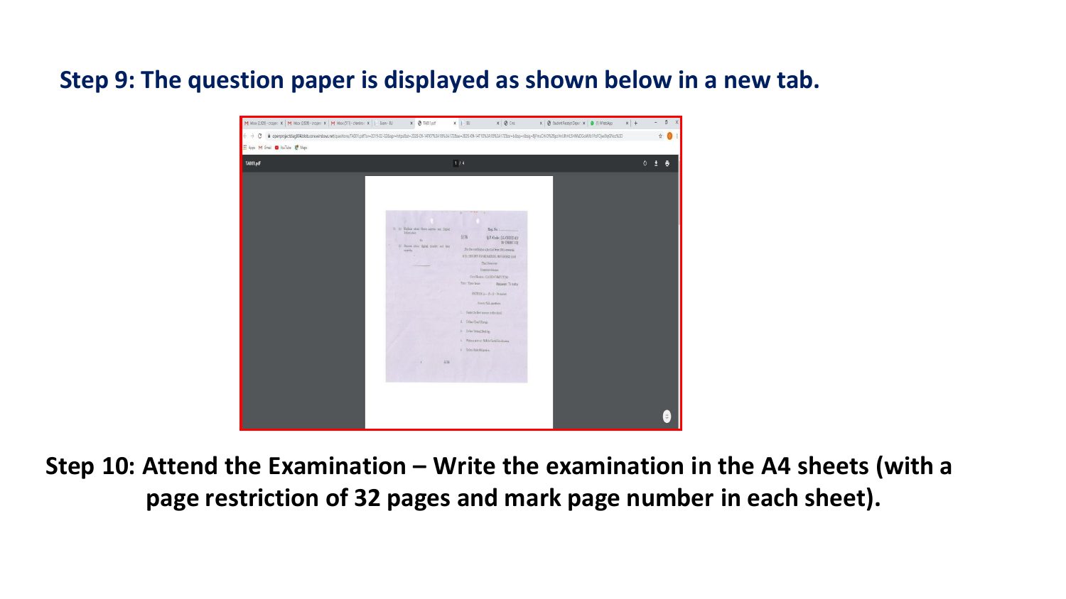**Step 9: The question paper is displayed as shown below in a new tab.**

**Step 10: Attend the Examination – Write the examination in the A4 sheets (with a page restriction of 32 pages and mark page number in each sheet).**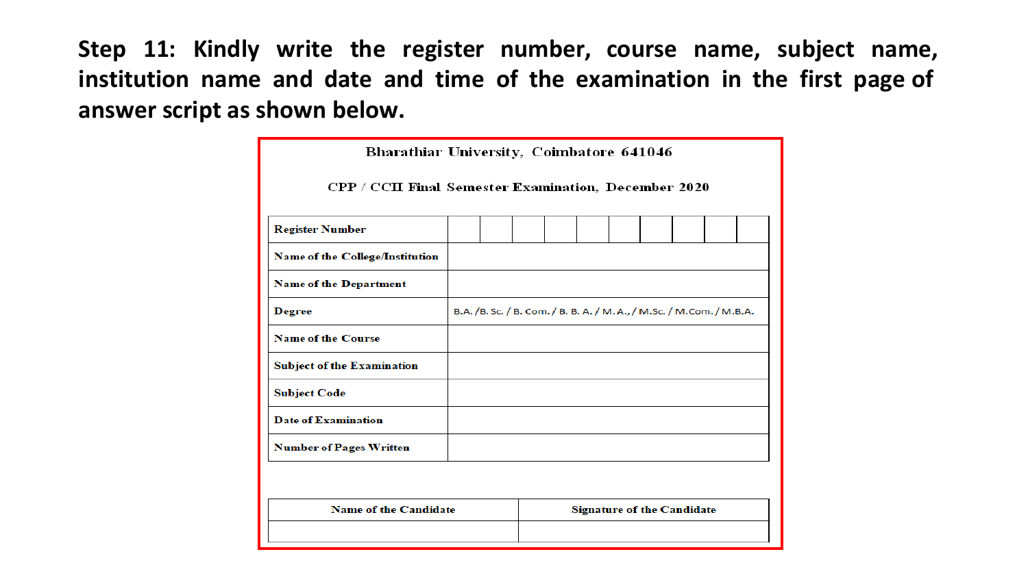**Step 11: Kindly write the register number, course name, subject name, institution name and date and time of the examination in the first page of answer script as shown below.**

Bharathiar University, Coimbatore 641046

CPP / CCII Final Semester Examination, December 2020

| Register Number | | | | | | | | | | |
|---|---|---|---|---|---|---|---|---|---|---|
| Name of the College/Institution | | | | | | | | | | |
| Name of the Department | | | | | | | | | | |
| Degree | B.A. /B. Sc. / B. Com. / B. B. A. / M.A., / M.Sc. / M.Com. / M.B.A. | | | | | | | | | |
| Name of the Course | | | | | | | | | | |
| Subject of the Examination | | | | | | | | | | |
| Subject Code | | | | | | | | | | |
| Date of Examination | | | | | | | | | | |
| Number of Pages Written | | | | | | | | | | |

| Name of the Candidate | Signature of the Candidate |
|---|---|
| | |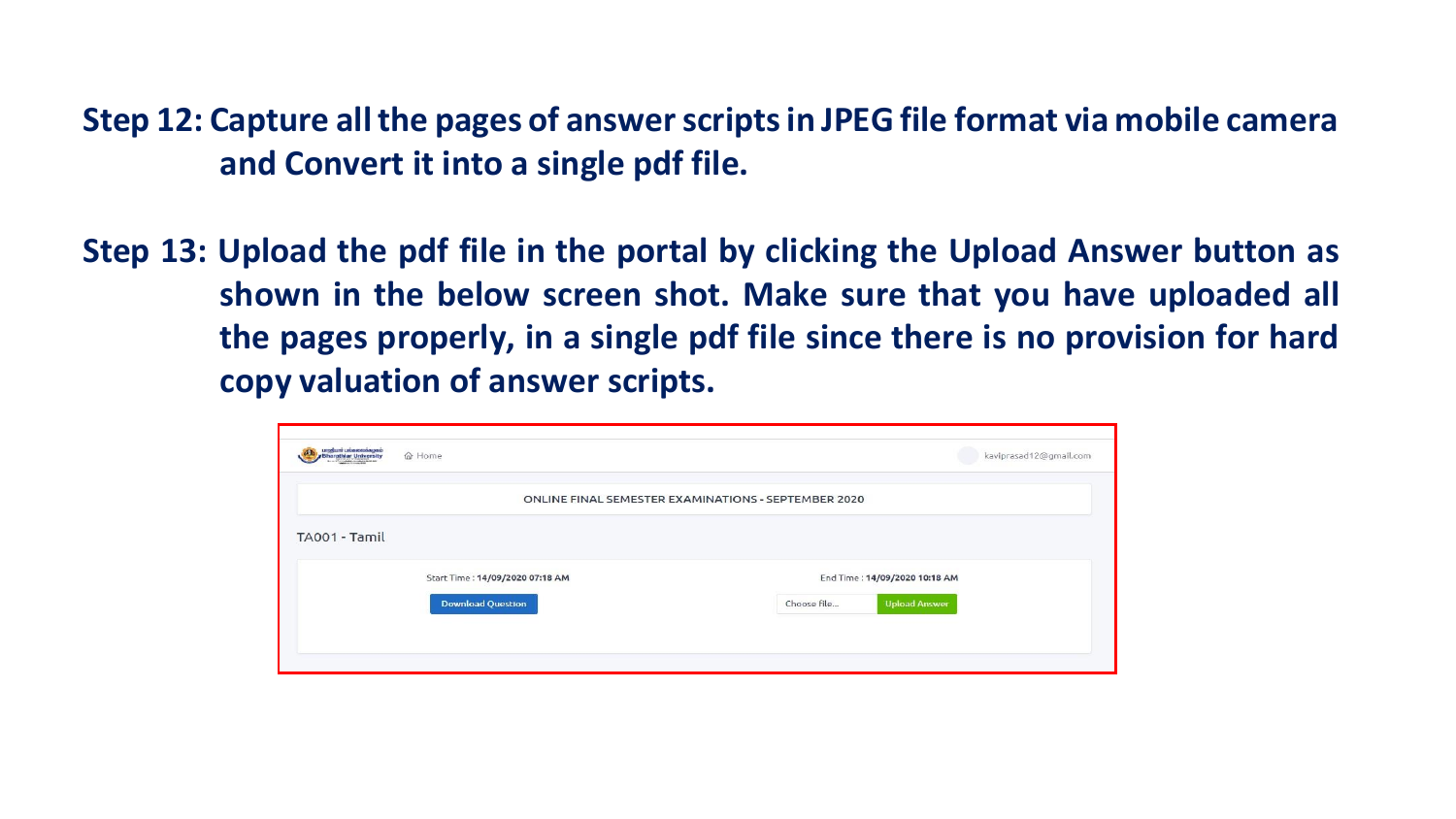**Step 12: Capture all the pages of answer scripts in JPEG file format via mobile camera and Convert it into a single pdf file.**

**Step 13: Upload the pdf file in the portal by clicking the Upload Answer button as shown in the below screen shot. Make sure that you have uploaded all the pages properly, in a single pdf file since there is no provision for hard copy valuation of answer scripts.**

Bharathiar University | Home | kaviprasad12@gmail.com

ONLINE FINAL SEMESTER EXAMINATIONS - SEPTEMBER 2020

TA001 - Tamil

Start Time : 14/09/2020 07:18 AM

End Time : 14/09/2020 10:18 AM

Download Question

Choose file... | Upload Answer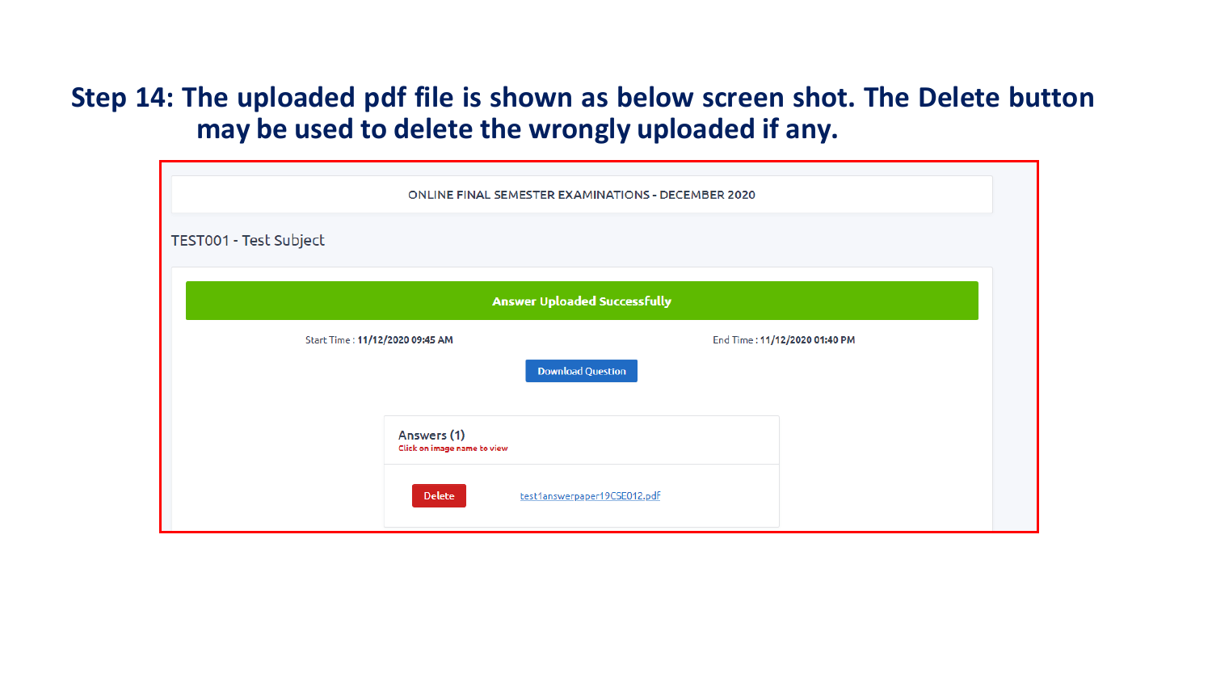## Step 14: The uploaded pdf file is shown as below screen shot. The Delete button may be used to delete the wrongly uploaded if any.

ONLINE FINAL SEMESTER EXAMINATIONS - DECEMBER 2020

TEST001 - Test Subject

**Answer Uploaded Successfully**

Start Time : **11/12/2020 09:45 AM**

End Time : **11/12/2020 01:40 PM**

Download Question

Answers (1)

Click on image name to view

Delete test1answerpaper19CSE012.pdf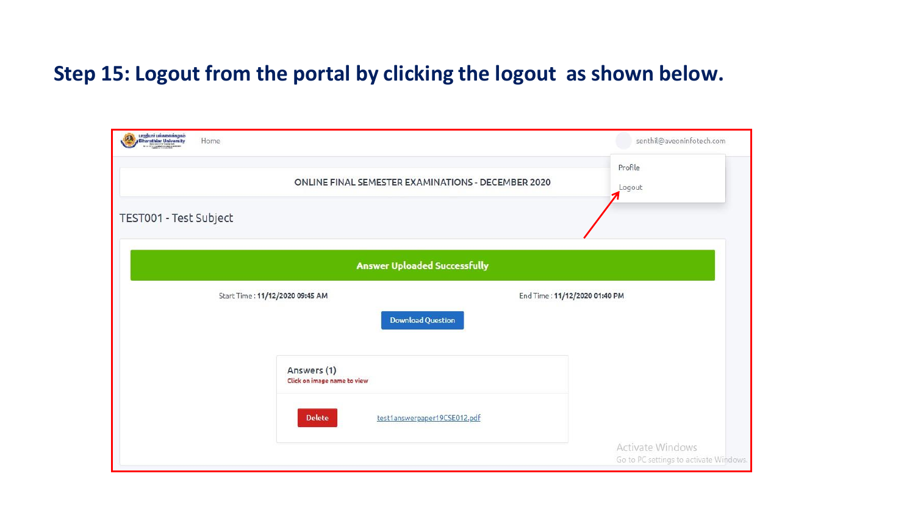## Step 15: Logout from the portal by clicking the logout as shown below.

Home

senthil@aveoninfotech.com

Profile

Logout

ONLINE FINAL SEMESTER EXAMINATIONS - DECEMBER 2020

TEST001 - Test Subject

**Answer Uploaded Successfully**

Start Time : **11/12/2020 09:45 AM**

End Time : **11/12/2020 01:40 PM**

Download Question

Answers (1)

Click on image name to view

Delete

test1answerpaper19CSE012.pdf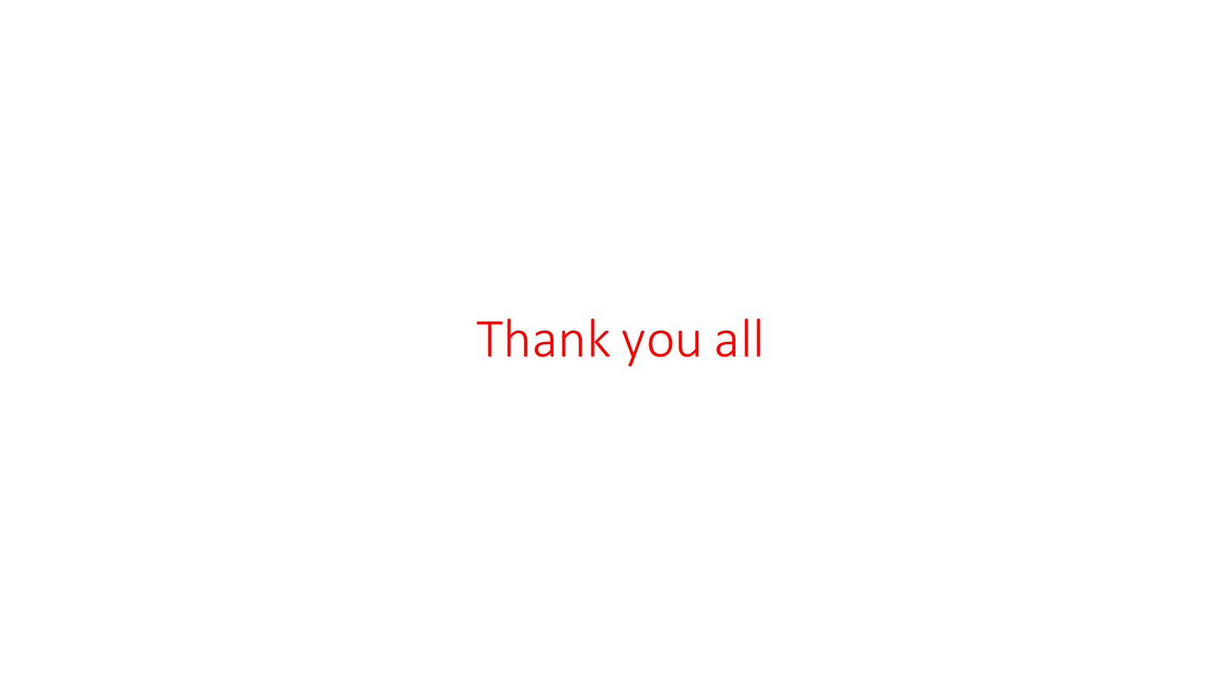Thank you all